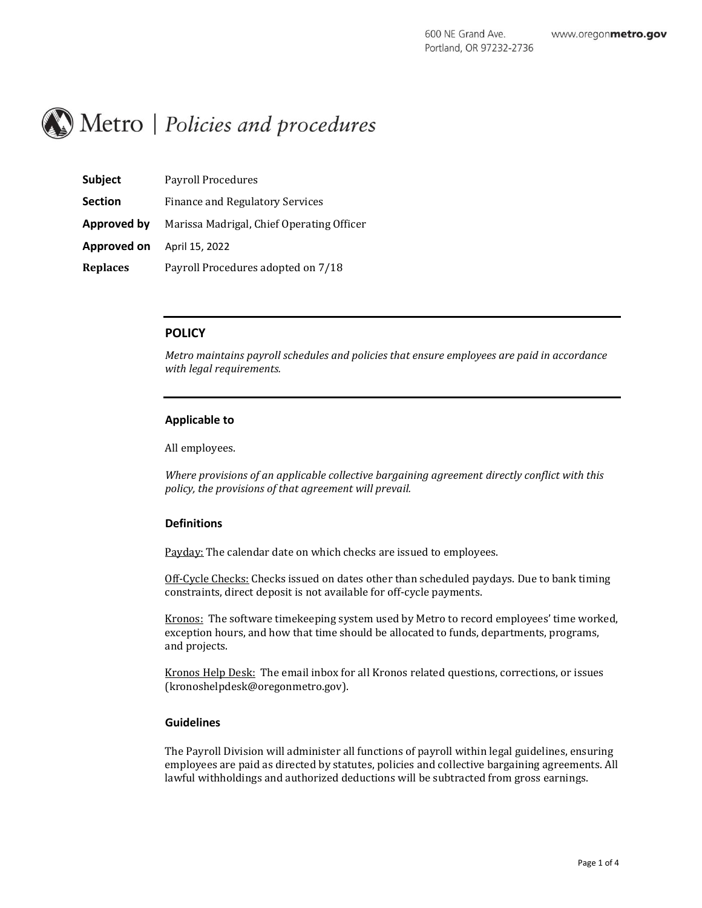600 NE Grand Ave.
Portland, OR 97232-2736

www.oregonmetro.gov

# Metro | *Policies and procedures*

| | |
|---|---|
| **Subject** | Payroll Procedures |
| **Section** | Finance and Regulatory Services |
| **Approved by** | Marissa Madrigal, Chief Operating Officer |
| **Approved on** | April 15, 2022 |
| **Replaces** | Payroll Procedures adopted on 7/18 |

## POLICY

*Metro maintains payroll schedules and policies that ensure employees are paid in accordance with legal requirements.*

### Applicable to

All employees.

*Where provisions of an applicable collective bargaining agreement directly conflict with this policy, the provisions of that agreement will prevail.*

### Definitions

Payday: The calendar date on which checks are issued to employees.

Off-Cycle Checks: Checks issued on dates other than scheduled paydays. Due to bank timing constraints, direct deposit is not available for off-cycle payments.

Kronos: The software timekeeping system used by Metro to record employees' time worked, exception hours, and how that time should be allocated to funds, departments, programs, and projects.

Kronos Help Desk: The email inbox for all Kronos related questions, corrections, or issues (kronoshelpdesk@oregonmetro.gov).

### Guidelines

The Payroll Division will administer all functions of payroll within legal guidelines, ensuring employees are paid as directed by statutes, policies and collective bargaining agreements. All lawful withholdings and authorized deductions will be subtracted from gross earnings.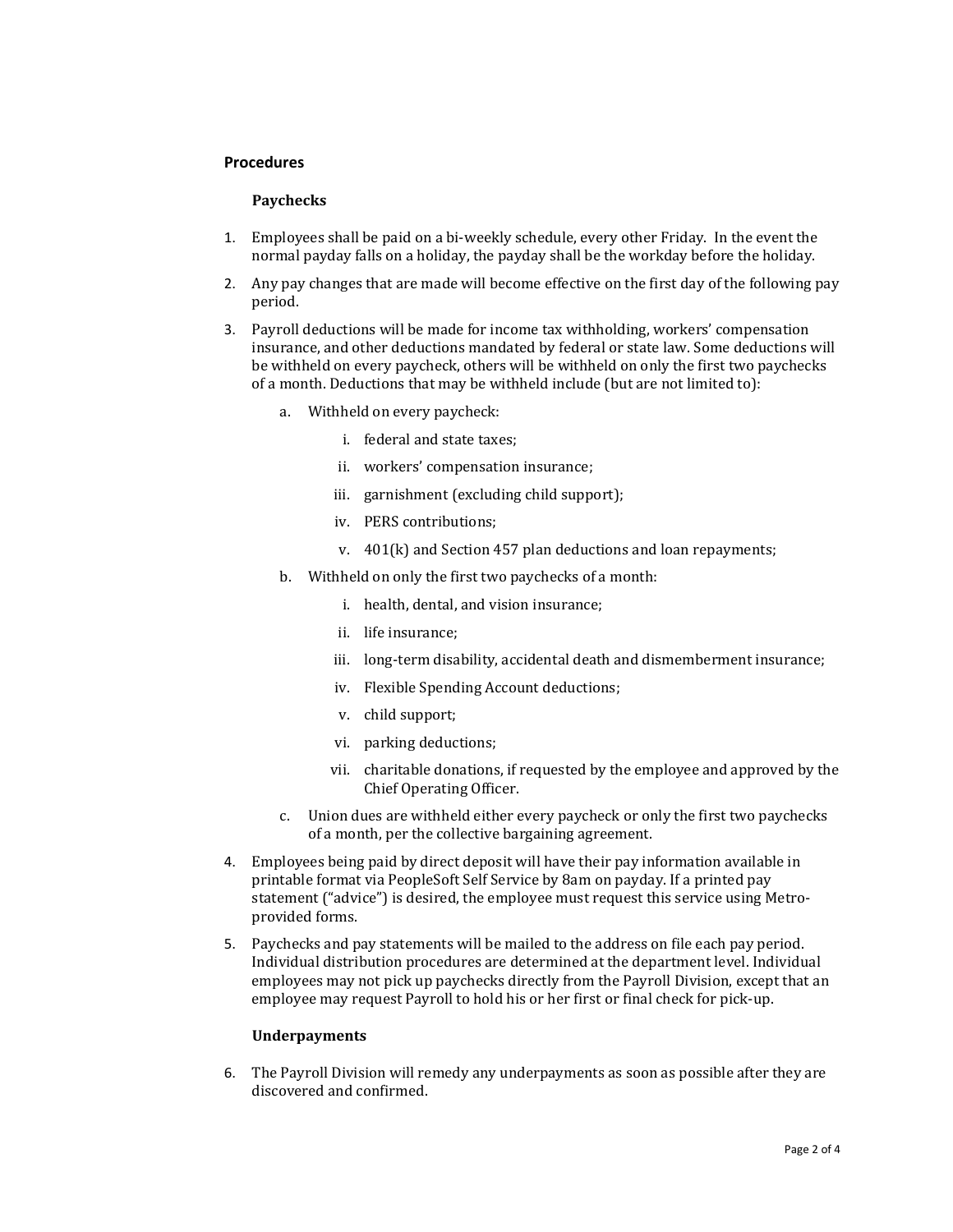## Procedures

### Paychecks

1. Employees shall be paid on a bi-weekly schedule, every other Friday. In the event the normal payday falls on a holiday, the payday shall be the workday before the holiday.
2. Any pay changes that are made will become effective on the first day of the following pay period.
3. Payroll deductions will be made for income tax withholding, workers' compensation insurance, and other deductions mandated by federal or state law. Some deductions will be withheld on every paycheck, others will be withheld on only the first two paychecks of a month. Deductions that may be withheld include (but are not limited to):
    a. Withheld on every paycheck:
        i. federal and state taxes;
        ii. workers' compensation insurance;
        iii. garnishment (excluding child support);
        iv. PERS contributions;
        v. 401(k) and Section 457 plan deductions and loan repayments;
    b. Withheld on only the first two paychecks of a month:
        i. health, dental, and vision insurance;
        ii. life insurance;
        iii. long-term disability, accidental death and dismemberment insurance;
        iv. Flexible Spending Account deductions;
        v. child support;
        vi. parking deductions;
        vii. charitable donations, if requested by the employee and approved by the Chief Operating Officer.
    c. Union dues are withheld either every paycheck or only the first two paychecks of a month, per the collective bargaining agreement.
4. Employees being paid by direct deposit will have their pay information available in printable format via PeopleSoft Self Service by 8am on payday. If a printed pay statement ("advice") is desired, the employee must request this service using Metro-provided forms.
5. Paychecks and pay statements will be mailed to the address on file each pay period. Individual distribution procedures are determined at the department level. Individual employees may not pick up paychecks directly from the Payroll Division, except that an employee may request Payroll to hold his or her first or final check for pick-up.

### Underpayments

6. The Payroll Division will remedy any underpayments as soon as possible after they are discovered and confirmed.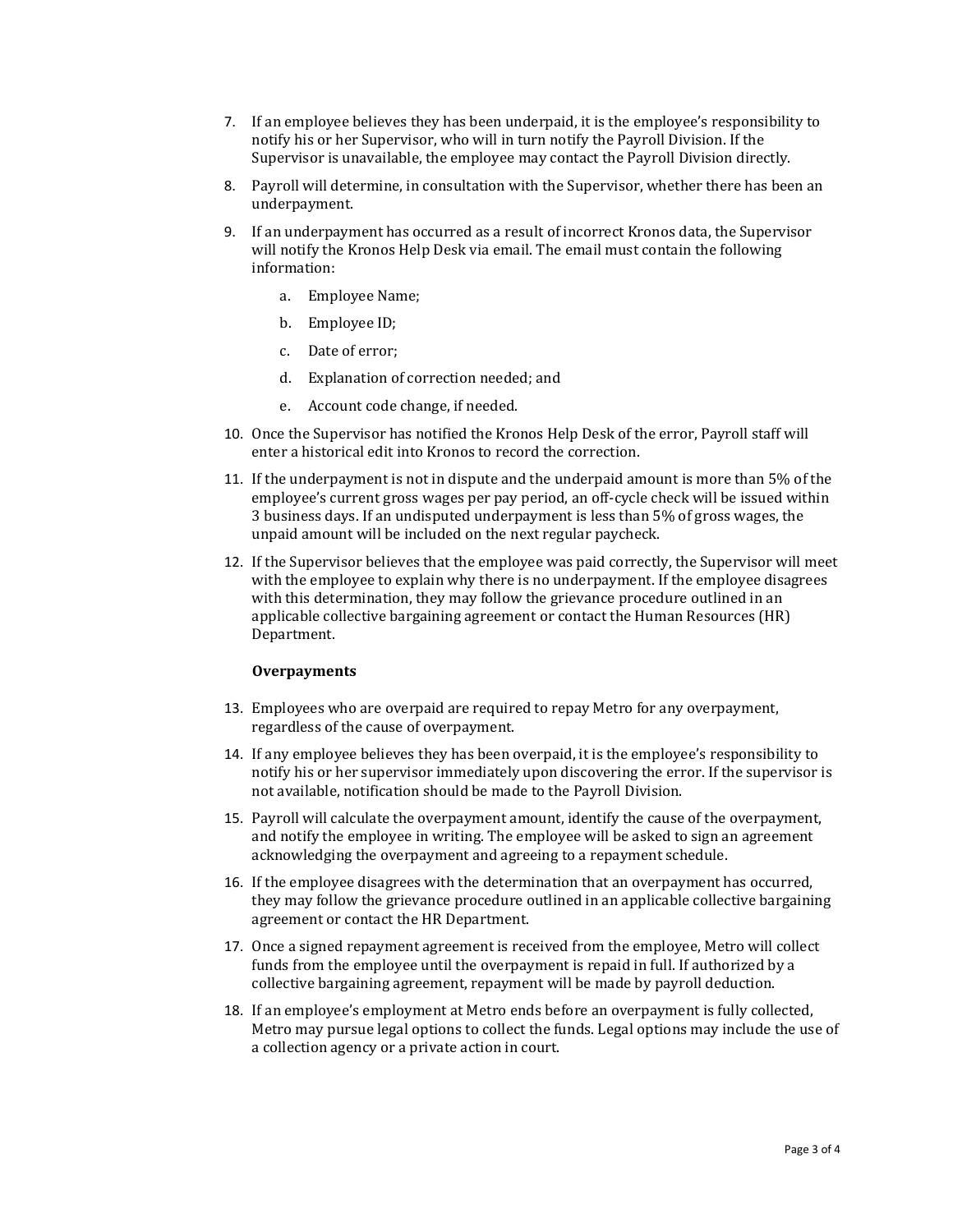7. If an employee believes they has been underpaid, it is the employee's responsibility to notify his or her Supervisor, who will in turn notify the Payroll Division. If the Supervisor is unavailable, the employee may contact the Payroll Division directly.

8. Payroll will determine, in consultation with the Supervisor, whether there has been an underpayment.

9. If an underpayment has occurred as a result of incorrect Kronos data, the Supervisor will notify the Kronos Help Desk via email. The email must contain the following information:

   a. Employee Name;

   b. Employee ID;

   c. Date of error;

   d. Explanation of correction needed; and

   e. Account code change, if needed.

10. Once the Supervisor has notified the Kronos Help Desk of the error, Payroll staff will enter a historical edit into Kronos to record the correction.

11. If the underpayment is not in dispute and the underpaid amount is more than 5% of the employee's current gross wages per pay period, an off-cycle check will be issued within 3 business days. If an undisputed underpayment is less than 5% of gross wages, the unpaid amount will be included on the next regular paycheck.

12. If the Supervisor believes that the employee was paid correctly, the Supervisor will meet with the employee to explain why there is no underpayment. If the employee disagrees with this determination, they may follow the grievance procedure outlined in an applicable collective bargaining agreement or contact the Human Resources (HR) Department.

**Overpayments**

13. Employees who are overpaid are required to repay Metro for any overpayment, regardless of the cause of overpayment.

14. If any employee believes they has been overpaid, it is the employee's responsibility to notify his or her supervisor immediately upon discovering the error. If the supervisor is not available, notification should be made to the Payroll Division.

15. Payroll will calculate the overpayment amount, identify the cause of the overpayment, and notify the employee in writing. The employee will be asked to sign an agreement acknowledging the overpayment and agreeing to a repayment schedule.

16. If the employee disagrees with the determination that an overpayment has occurred, they may follow the grievance procedure outlined in an applicable collective bargaining agreement or contact the HR Department.

17. Once a signed repayment agreement is received from the employee, Metro will collect funds from the employee until the overpayment is repaid in full. If authorized by a collective bargaining agreement, repayment will be made by payroll deduction.

18. If an employee's employment at Metro ends before an overpayment is fully collected, Metro may pursue legal options to collect the funds. Legal options may include the use of a collection agency or a private action in court.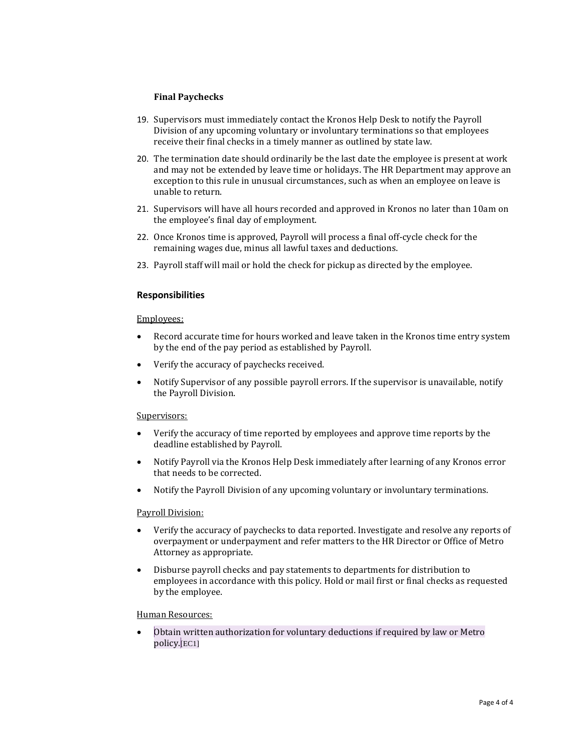### Final Paychecks

19. Supervisors must immediately contact the Kronos Help Desk to notify the Payroll Division of any upcoming voluntary or involuntary terminations so that employees receive their final checks in a timely manner as outlined by state law.
20. The termination date should ordinarily be the last date the employee is present at work and may not be extended by leave time or holidays. The HR Department may approve an exception to this rule in unusual circumstances, such as when an employee on leave is unable to return.
21. Supervisors will have all hours recorded and approved in Kronos no later than 10am on the employee's final day of employment.
22. Once Kronos time is approved, Payroll will process a final off-cycle check for the remaining wages due, minus all lawful taxes and deductions.
23. Payroll staff will mail or hold the check for pickup as directed by the employee.

## Responsibilities

Employees:

- Record accurate time for hours worked and leave taken in the Kronos time entry system by the end of the pay period as established by Payroll.
- Verify the accuracy of paychecks received.
- Notify Supervisor of any possible payroll errors. If the supervisor is unavailable, notify the Payroll Division.

Supervisors:

- Verify the accuracy of time reported by employees and approve time reports by the deadline established by Payroll.
- Notify Payroll via the Kronos Help Desk immediately after learning of any Kronos error that needs to be corrected.
- Notify the Payroll Division of any upcoming voluntary or involuntary terminations.

Payroll Division:

- Verify the accuracy of paychecks to data reported. Investigate and resolve any reports of overpayment or underpayment and refer matters to the HR Director or Office of Metro Attorney as appropriate.
- Disburse payroll checks and pay statements to departments for distribution to employees in accordance with this policy. Hold or mail first or final checks as requested by the employee.

Human Resources:

- Obtain written authorization for voluntary deductions if required by law or Metro policy.[EC1]